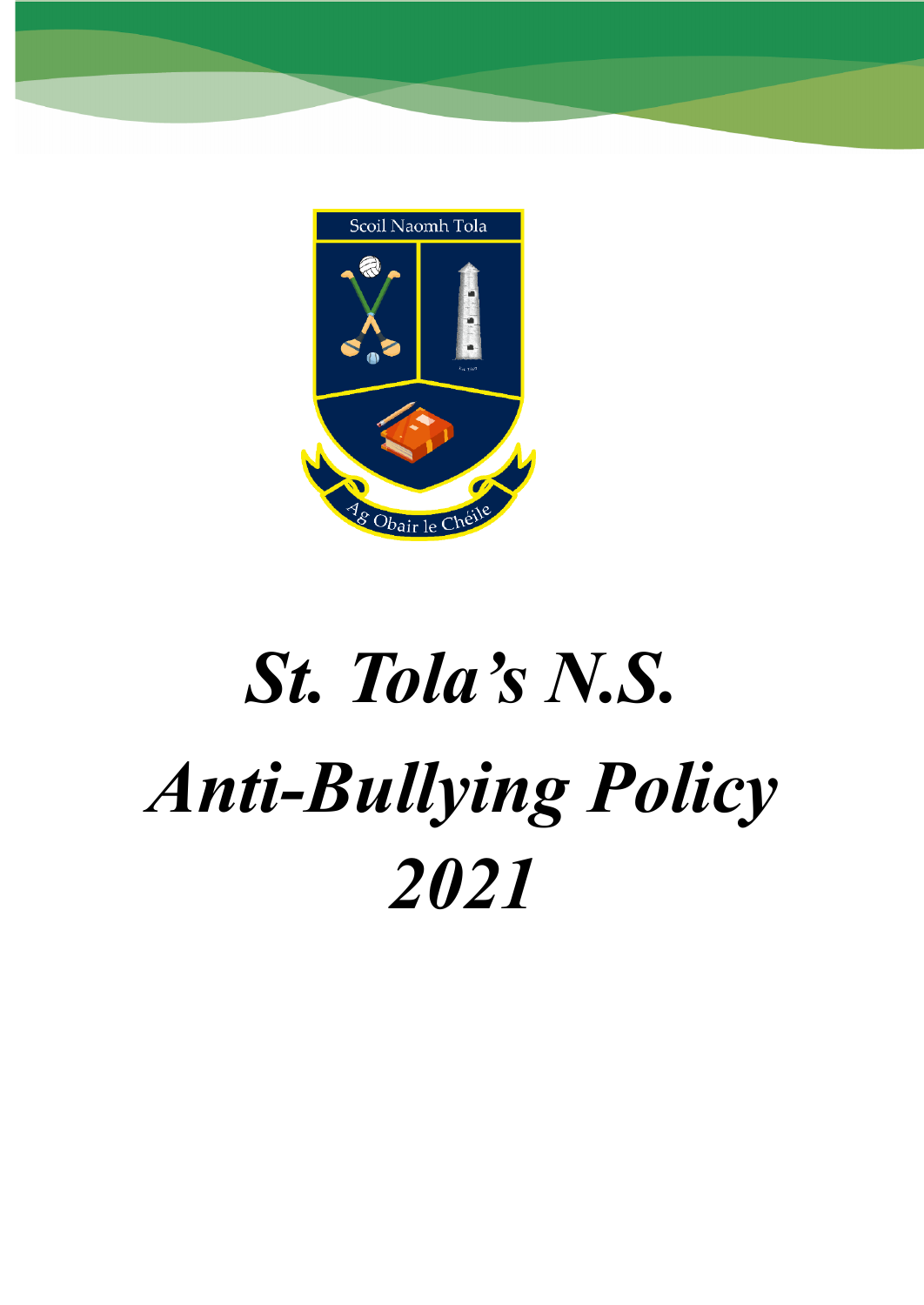Scoil Naomh Tola

Ag Obair le Chéile

# *St. Tola's N.S.*

# *Anti-Bullying Policy*

# *2021*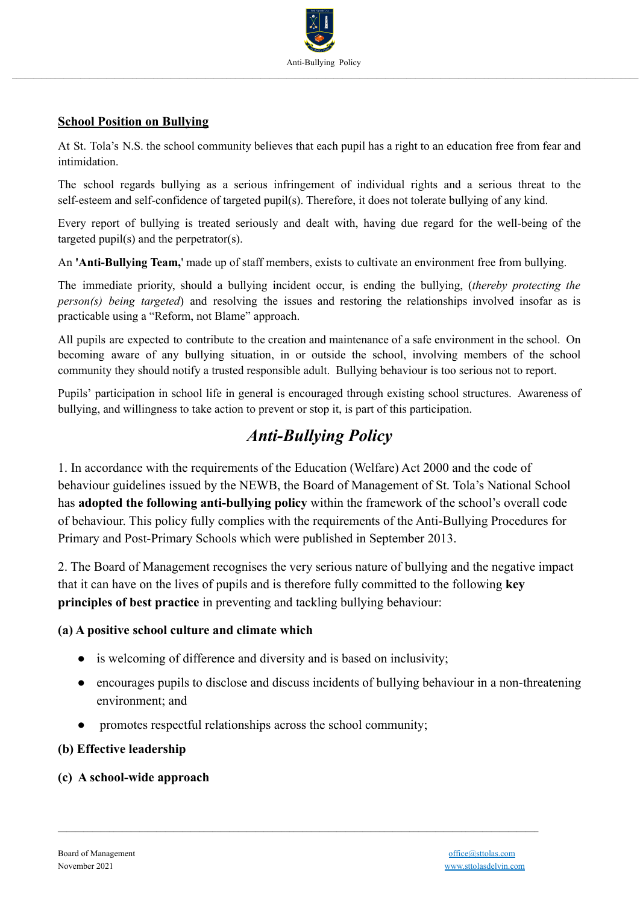## School Position on Bullying

At St. Tola's N.S. the school community believes that each pupil has a right to an education free from fear and intimidation.

The school regards bullying as a serious infringement of individual rights and a serious threat to the self-esteem and self-confidence of targeted pupil(s). Therefore, it does not tolerate bullying of any kind.

Every report of bullying is treated seriously and dealt with, having due regard for the well-being of the targeted pupil(s) and the perpetrator(s).

An **'Anti-Bullying Team,'** made up of staff members, exists to cultivate an environment free from bullying.

The immediate priority, should a bullying incident occur, is ending the bullying, (*thereby protecting the person(s) being targeted*) and resolving the issues and restoring the relationships involved insofar as is practicable using a "Reform, not Blame" approach.

All pupils are expected to contribute to the creation and maintenance of a safe environment in the school. On becoming aware of any bullying situation, in or outside the school, involving members of the school community they should notify a trusted responsible adult. Bullying behaviour is too serious not to report.

Pupils' participation in school life in general is encouraged through existing school structures. Awareness of bullying, and willingness to take action to prevent or stop it, is part of this participation.

# *Anti-Bullying Policy*

1. In accordance with the requirements of the Education (Welfare) Act 2000 and the code of behaviour guidelines issued by the NEWB, the Board of Management of St. Tola's National School has **adopted the following anti-bullying policy** within the framework of the school's overall code of behaviour. This policy fully complies with the requirements of the Anti-Bullying Procedures for Primary and Post-Primary Schools which were published in September 2013.

2. The Board of Management recognises the very serious nature of bullying and the negative impact that it can have on the lives of pupils and is therefore fully committed to the following **key principles of best practice** in preventing and tackling bullying behaviour:

**(a) A positive school culture and climate which**

- is welcoming of difference and diversity and is based on inclusivity;
- encourages pupils to disclose and discuss incidents of bullying behaviour in a non-threatening environment; and
- promotes respectful relationships across the school community;

**(b) Effective leadership**

**(c) A school-wide approach**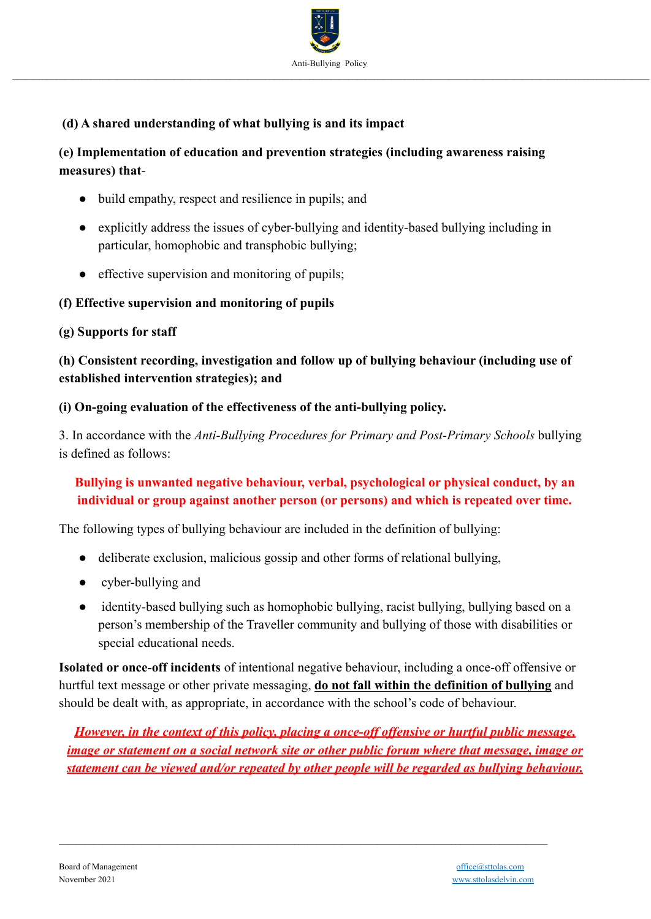**(d) A shared understanding of what bullying is and its impact**

**(e) Implementation of education and prevention strategies (including awareness raising measures) that-**

- build empathy, respect and resilience in pupils; and
- explicitly address the issues of cyber-bullying and identity-based bullying including in particular, homophobic and transphobic bullying;
- effective supervision and monitoring of pupils;

**(f) Effective supervision and monitoring of pupils**

**(g) Supports for staff**

**(h) Consistent recording, investigation and follow up of bullying behaviour (including use of established intervention strategies); and**

**(i) On-going evaluation of the effectiveness of the anti-bullying policy.**

3. In accordance with the *Anti-Bullying Procedures for Primary and Post-Primary Schools* bullying is defined as follows:

**Bullying is unwanted negative behaviour, verbal, psychological or physical conduct, by an individual or group against another person (or persons) and which is repeated over time.**

The following types of bullying behaviour are included in the definition of bullying:

- deliberate exclusion, malicious gossip and other forms of relational bullying,
- cyber-bullying and
- identity-based bullying such as homophobic bullying, racist bullying, bullying based on a person's membership of the Traveller community and bullying of those with disabilities or special educational needs.

**Isolated or once-off incidents** of intentional negative behaviour, including a once-off offensive or hurtful text message or other private messaging, **do not fall within the definition of bullying** and should be dealt with, as appropriate, in accordance with the school's code of behaviour.

***However, in the context of this policy, placing a once-off offensive or hurtful public message, image or statement on a social network site or other public forum where that message, image or statement can be viewed and/or repeated by other people will be regarded as bullying behaviour.***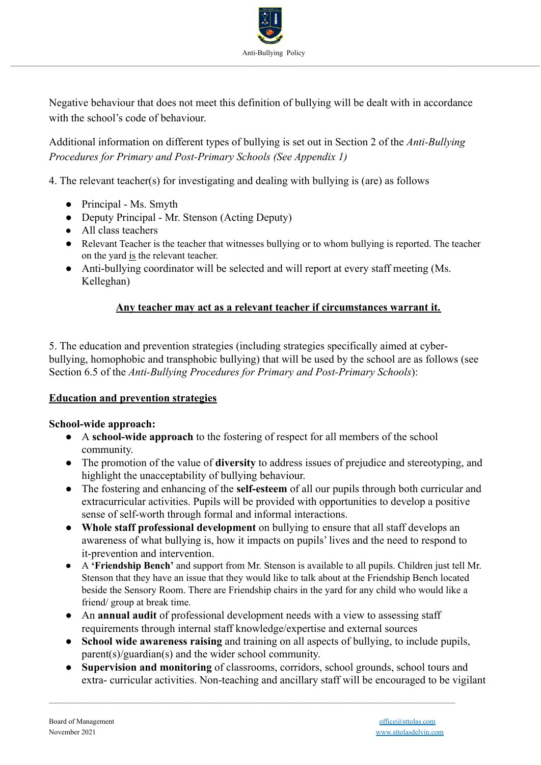Negative behaviour that does not meet this definition of bullying will be dealt with in accordance with the school's code of behaviour.

Additional information on different types of bullying is set out in Section 2 of the *Anti-Bullying Procedures for Primary and Post-Primary Schools (See Appendix 1)*

4. The relevant teacher(s) for investigating and dealing with bullying is (are) as follows

- Principal - Ms. Smyth
- Deputy Principal - Mr. Stenson (Acting Deputy)
- All class teachers
- Relevant Teacher is the teacher that witnesses bullying or to whom bullying is reported. The teacher on the yard is the relevant teacher.
- Anti-bullying coordinator will be selected and will report at every staff meeting (Ms. Kelleghan)

**Any teacher may act as a relevant teacher if circumstances warrant it.**

5. The education and prevention strategies (including strategies specifically aimed at cyber-bullying, homophobic and transphobic bullying) that will be used by the school are as follows (see Section 6.5 of the *Anti-Bullying Procedures for Primary and Post-Primary Schools*):

**Education and prevention strategies**

**School-wide approach:**

- A **school-wide approach** to the fostering of respect for all members of the school community.
- The promotion of the value of **diversity** to address issues of prejudice and stereotyping, and highlight the unacceptability of bullying behaviour.
- The fostering and enhancing of the **self-esteem** of all our pupils through both curricular and extracurricular activities. Pupils will be provided with opportunities to develop a positive sense of self-worth through formal and informal interactions.
- **Whole staff professional development** on bullying to ensure that all staff develops an awareness of what bullying is, how it impacts on pupils' lives and the need to respond to it-prevention and intervention.
- A **'Friendship Bench'** and support from Mr. Stenson is available to all pupils. Children just tell Mr. Stenson that they have an issue that they would like to talk about at the Friendship Bench located beside the Sensory Room. There are Friendship chairs in the yard for any child who would like a friend/ group at break time.
- An **annual audit** of professional development needs with a view to assessing staff requirements through internal staff knowledge/expertise and external sources
- **School wide awareness raising** and training on all aspects of bullying, to include pupils, parent(s)/guardian(s) and the wider school community.
- **Supervision and monitoring** of classrooms, corridors, school grounds, school tours and extra- curricular activities. Non-teaching and ancillary staff will be encouraged to be vigilant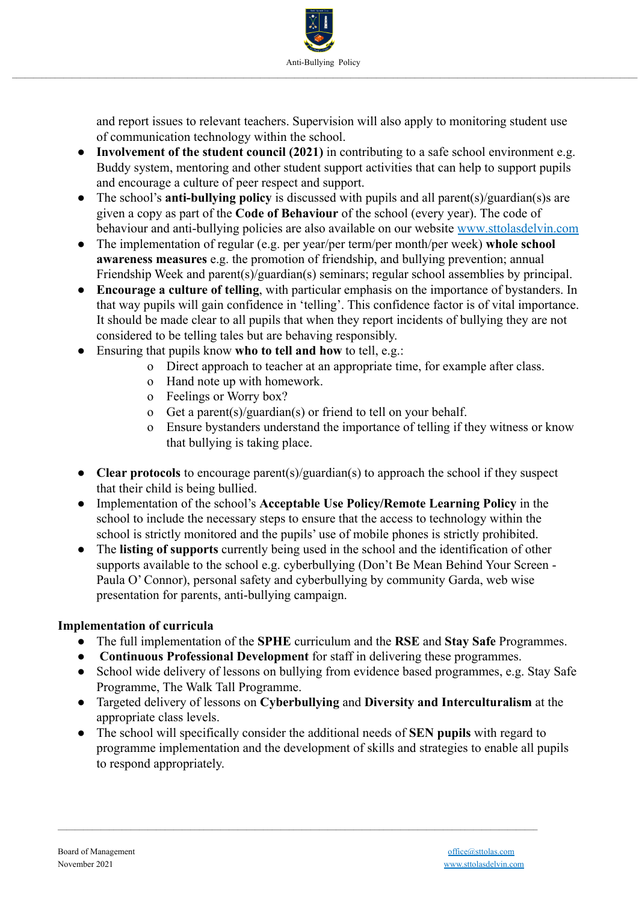and report issues to relevant teachers. Supervision will also apply to monitoring student use of communication technology within the school.

- **Involvement of the student council (2021)** in contributing to a safe school environment e.g. Buddy system, mentoring and other student support activities that can help to support pupils and encourage a culture of peer respect and support.
- The school's **anti-bullying policy** is discussed with pupils and all parent(s)/guardian(s)s are given a copy as part of the **Code of Behaviour** of the school (every year). The code of behaviour and anti-bullying policies are also available on our website [www.sttolasdelvin.com](www.sttolasdelvin.com)
- The implementation of regular (e.g. per year/per term/per month/per week) **whole school awareness measures** e.g. the promotion of friendship, and bullying prevention; annual Friendship Week and parent(s)/guardian(s) seminars; regular school assemblies by principal.
- **Encourage a culture of telling**, with particular emphasis on the importance of bystanders. In that way pupils will gain confidence in 'telling'. This confidence factor is of vital importance. It should be made clear to all pupils that when they report incidents of bullying they are not considered to be telling tales but are behaving responsibly.
- Ensuring that pupils know **who to tell and how** to tell, e.g.:
    - Direct approach to teacher at an appropriate time, for example after class.
    - Hand note up with homework.
    - Feelings or Worry box?
    - Get a parent(s)/guardian(s) or friend to tell on your behalf.
    - Ensure bystanders understand the importance of telling if they witness or know that bullying is taking place.

- **Clear protocols** to encourage parent(s)/guardian(s) to approach the school if they suspect that their child is being bullied.
- Implementation of the school's **Acceptable Use Policy/Remote Learning Policy** in the school to include the necessary steps to ensure that the access to technology within the school is strictly monitored and the pupils' use of mobile phones is strictly prohibited.
- The **listing of supports** currently being used in the school and the identification of other supports available to the school e.g. cyberbullying (Don't Be Mean Behind Your Screen - Paula O' Connor), personal safety and cyberbullying by community Garda, web wise presentation for parents, anti-bullying campaign.

**Implementation of curricula**

- The full implementation of the **SPHE** curriculum and the **RSE** and **Stay Safe** Programmes.
- **Continuous Professional Development** for staff in delivering these programmes.
- School wide delivery of lessons on bullying from evidence based programmes, e.g. Stay Safe Programme, The Walk Tall Programme.
- Targeted delivery of lessons on **Cyberbullying** and **Diversity and Interculturalism** at the appropriate class levels.
- The school will specifically consider the additional needs of **SEN pupils** with regard to programme implementation and the development of skills and strategies to enable all pupils to respond appropriately.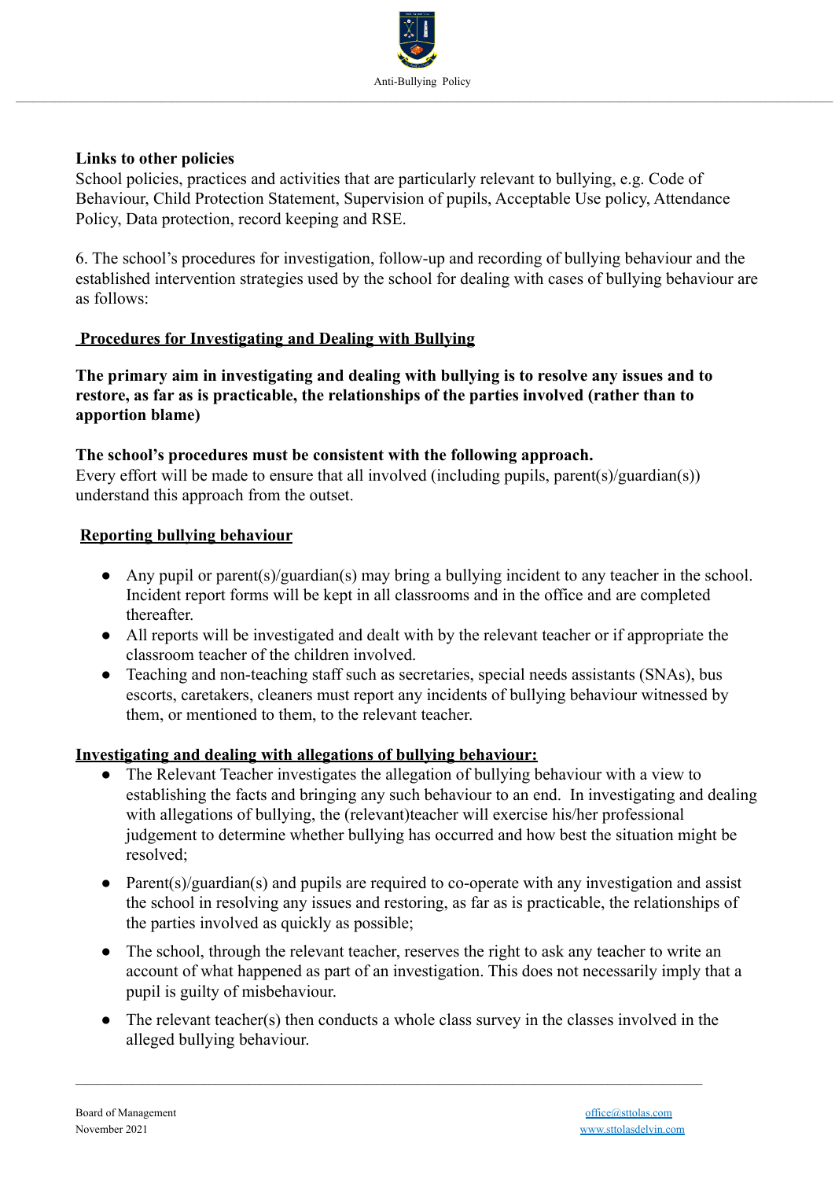**Links to other policies**
School policies, practices and activities that are particularly relevant to bullying, e.g. Code of Behaviour, Child Protection Statement, Supervision of pupils, Acceptable Use policy, Attendance Policy, Data protection, record keeping and RSE.

6. The school's procedures for investigation, follow-up and recording of bullying behaviour and the established intervention strategies used by the school for dealing with cases of bullying behaviour are as follows:

**Procedures for Investigating and Dealing with Bullying**

**The primary aim in investigating and dealing with bullying is to resolve any issues and to restore, as far as is practicable, the relationships of the parties involved (rather than to apportion blame)**

**The school's procedures must be consistent with the following approach.**
Every effort will be made to ensure that all involved (including pupils, parent(s)/guardian(s)) understand this approach from the outset.

**Reporting bullying behaviour**

- Any pupil or parent(s)/guardian(s) may bring a bullying incident to any teacher in the school. Incident report forms will be kept in all classrooms and in the office and are completed thereafter.
- All reports will be investigated and dealt with by the relevant teacher or if appropriate the classroom teacher of the children involved.
- Teaching and non-teaching staff such as secretaries, special needs assistants (SNAs), bus escorts, caretakers, cleaners must report any incidents of bullying behaviour witnessed by them, or mentioned to them, to the relevant teacher.

**Investigating and dealing with allegations of bullying behaviour:**

- The Relevant Teacher investigates the allegation of bullying behaviour with a view to establishing the facts and bringing any such behaviour to an end. In investigating and dealing with allegations of bullying, the (relevant)teacher will exercise his/her professional judgement to determine whether bullying has occurred and how best the situation might be resolved;
- Parent(s)/guardian(s) and pupils are required to co-operate with any investigation and assist the school in resolving any issues and restoring, as far as is practicable, the relationships of the parties involved as quickly as possible;
- The school, through the relevant teacher, reserves the right to ask any teacher to write an account of what happened as part of an investigation. This does not necessarily imply that a pupil is guilty of misbehaviour.
- The relevant teacher(s) then conducts a whole class survey in the classes involved in the alleged bullying behaviour.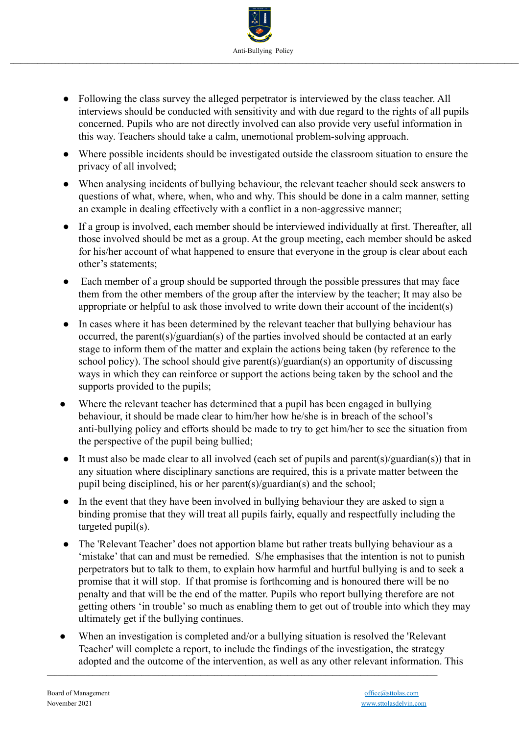- Following the class survey the alleged perpetrator is interviewed by the class teacher. All interviews should be conducted with sensitivity and with due regard to the rights of all pupils concerned. Pupils who are not directly involved can also provide very useful information in this way. Teachers should take a calm, unemotional problem-solving approach.
- Where possible incidents should be investigated outside the classroom situation to ensure the privacy of all involved;
- When analysing incidents of bullying behaviour, the relevant teacher should seek answers to questions of what, where, when, who and why. This should be done in a calm manner, setting an example in dealing effectively with a conflict in a non-aggressive manner;
- If a group is involved, each member should be interviewed individually at first. Thereafter, all those involved should be met as a group. At the group meeting, each member should be asked for his/her account of what happened to ensure that everyone in the group is clear about each other's statements;
- Each member of a group should be supported through the possible pressures that may face them from the other members of the group after the interview by the teacher; It may also be appropriate or helpful to ask those involved to write down their account of the incident(s)
- In cases where it has been determined by the relevant teacher that bullying behaviour has occurred, the parent(s)/guardian(s) of the parties involved should be contacted at an early stage to inform them of the matter and explain the actions being taken (by reference to the school policy). The school should give parent(s)/guardian(s) an opportunity of discussing ways in which they can reinforce or support the actions being taken by the school and the supports provided to the pupils;
- Where the relevant teacher has determined that a pupil has been engaged in bullying behaviour, it should be made clear to him/her how he/she is in breach of the school's anti-bullying policy and efforts should be made to try to get him/her to see the situation from the perspective of the pupil being bullied;
- It must also be made clear to all involved (each set of pupils and parent(s)/guardian(s)) that in any situation where disciplinary sanctions are required, this is a private matter between the pupil being disciplined, his or her parent(s)/guardian(s) and the school;
- In the event that they have been involved in bullying behaviour they are asked to sign a binding promise that they will treat all pupils fairly, equally and respectfully including the targeted pupil(s).
- The 'Relevant Teacher' does not apportion blame but rather treats bullying behaviour as a 'mistake' that can and must be remedied. S/he emphasises that the intention is not to punish perpetrators but to talk to them, to explain how harmful and hurtful bullying is and to seek a promise that it will stop. If that promise is forthcoming and is honoured there will be no penalty and that will be the end of the matter. Pupils who report bullying therefore are not getting others 'in trouble' so much as enabling them to get out of trouble into which they may ultimately get if the bullying continues.
- When an investigation is completed and/or a bullying situation is resolved the 'Relevant Teacher' will complete a report, to include the findings of the investigation, the strategy adopted and the outcome of the intervention, as well as any other relevant information. This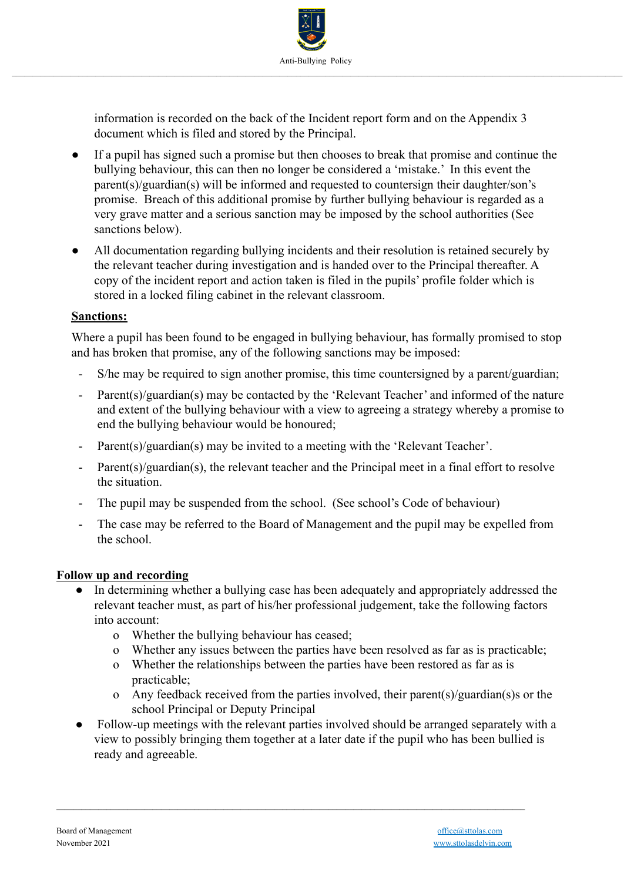information is recorded on the back of the Incident report form and on the Appendix 3 document which is filed and stored by the Principal.

- If a pupil has signed such a promise but then chooses to break that promise and continue the bullying behaviour, this can then no longer be considered a 'mistake.' In this event the parent(s)/guardian(s) will be informed and requested to countersign their daughter/son's promise. Breach of this additional promise by further bullying behaviour is regarded as a very grave matter and a serious sanction may be imposed by the school authorities (See sanctions below).
- All documentation regarding bullying incidents and their resolution is retained securely by the relevant teacher during investigation and is handed over to the Principal thereafter. A copy of the incident report and action taken is filed in the pupils' profile folder which is stored in a locked filing cabinet in the relevant classroom.

**Sanctions:**

Where a pupil has been found to be engaged in bullying behaviour, has formally promised to stop and has broken that promise, any of the following sanctions may be imposed:

- S/he may be required to sign another promise, this time countersigned by a parent/guardian;
- Parent(s)/guardian(s) may be contacted by the 'Relevant Teacher' and informed of the nature and extent of the bullying behaviour with a view to agreeing a strategy whereby a promise to end the bullying behaviour would be honoured;
- Parent(s)/guardian(s) may be invited to a meeting with the 'Relevant Teacher'.
- Parent(s)/guardian(s), the relevant teacher and the Principal meet in a final effort to resolve the situation.
- The pupil may be suspended from the school. (See school's Code of behaviour)
- The case may be referred to the Board of Management and the pupil may be expelled from the school.

**Follow up and recording**

- In determining whether a bullying case has been adequately and appropriately addressed the relevant teacher must, as part of his/her professional judgement, take the following factors into account:
  - Whether the bullying behaviour has ceased;
  - Whether any issues between the parties have been resolved as far as is practicable;
  - Whether the relationships between the parties have been restored as far as is practicable;
  - Any feedback received from the parties involved, their parent(s)/guardian(s)s or the school Principal or Deputy Principal
- Follow-up meetings with the relevant parties involved should be arranged separately with a view to possibly bringing them together at a later date if the pupil who has been bullied is ready and agreeable.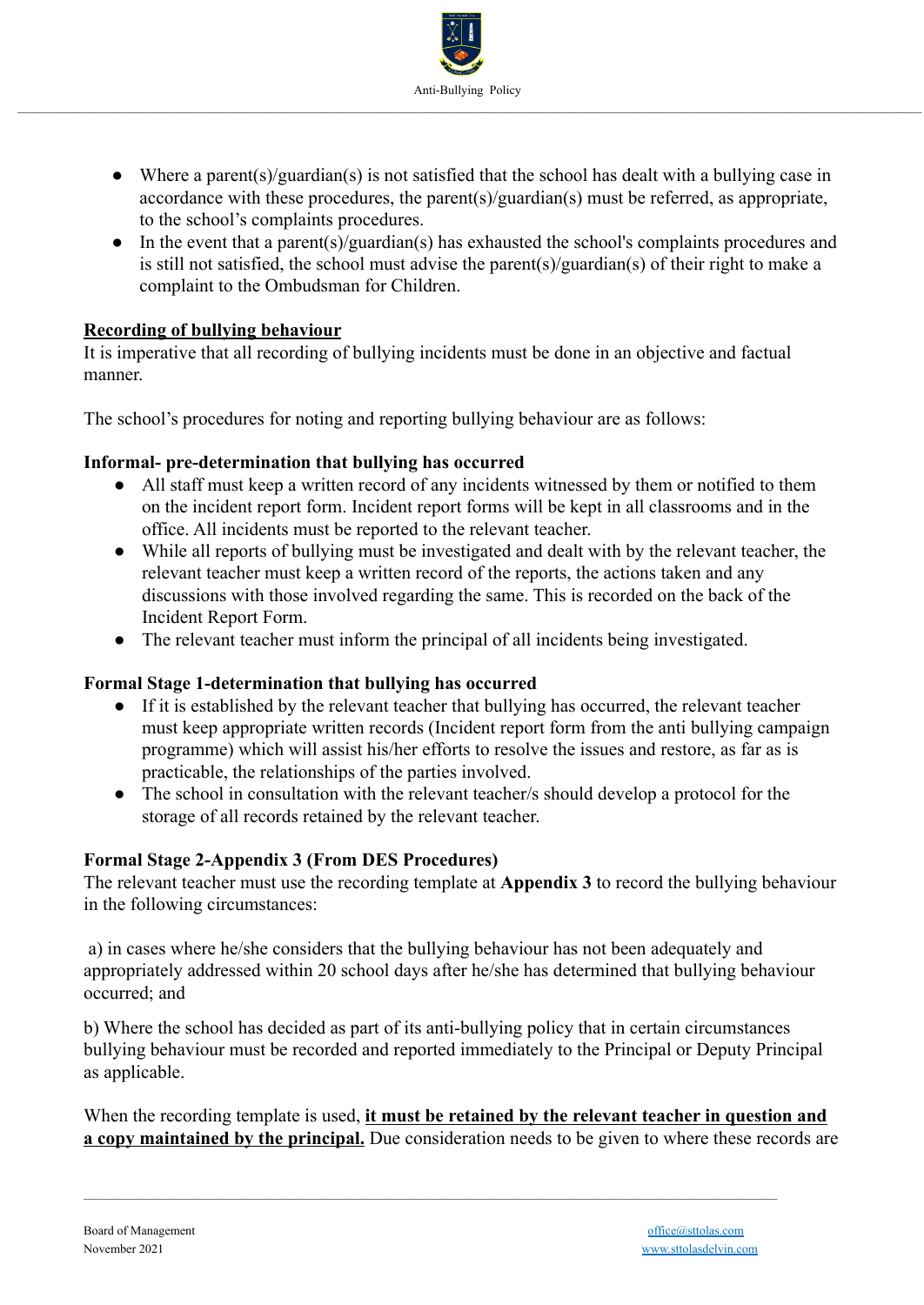- Where a parent(s)/guardian(s) is not satisfied that the school has dealt with a bullying case in accordance with these procedures, the parent(s)/guardian(s) must be referred, as appropriate, to the school's complaints procedures.
- In the event that a parent(s)/guardian(s) has exhausted the school's complaints procedures and is still not satisfied, the school must advise the parent(s)/guardian(s) of their right to make a complaint to the Ombudsman for Children.

**<u>Recording of bullying behaviour</u>**

It is imperative that all recording of bullying incidents must be done in an objective and factual manner.

The school's procedures for noting and reporting bullying behaviour are as follows:

**Informal- pre-determination that bullying has occurred**

- All staff must keep a written record of any incidents witnessed by them or notified to them on the incident report form. Incident report forms will be kept in all classrooms and in the office. All incidents must be reported to the relevant teacher.
- While all reports of bullying must be investigated and dealt with by the relevant teacher, the relevant teacher must keep a written record of the reports, the actions taken and any discussions with those involved regarding the same. This is recorded on the back of the Incident Report Form.
- The relevant teacher must inform the principal of all incidents being investigated.

**Formal Stage 1-determination that bullying has occurred**

- If it is established by the relevant teacher that bullying has occurred, the relevant teacher must keep appropriate written records (Incident report form from the anti bullying campaign programme) which will assist his/her efforts to resolve the issues and restore, as far as is practicable, the relationships of the parties involved.
- The school in consultation with the relevant teacher/s should develop a protocol for the storage of all records retained by the relevant teacher.

**Formal Stage 2-Appendix 3 (From DES Procedures)**

The relevant teacher must use the recording template at **Appendix 3** to record the bullying behaviour in the following circumstances:

a) in cases where he/she considers that the bullying behaviour has not been adequately and appropriately addressed within 20 school days after he/she has determined that bullying behaviour occurred; and

b) Where the school has decided as part of its anti-bullying policy that in certain circumstances bullying behaviour must be recorded and reported immediately to the Principal or Deputy Principal as applicable.

When the recording template is used, **<u>it must be retained by the relevant teacher in question and a copy maintained by the principal.</u>** Due consideration needs to be given to where these records are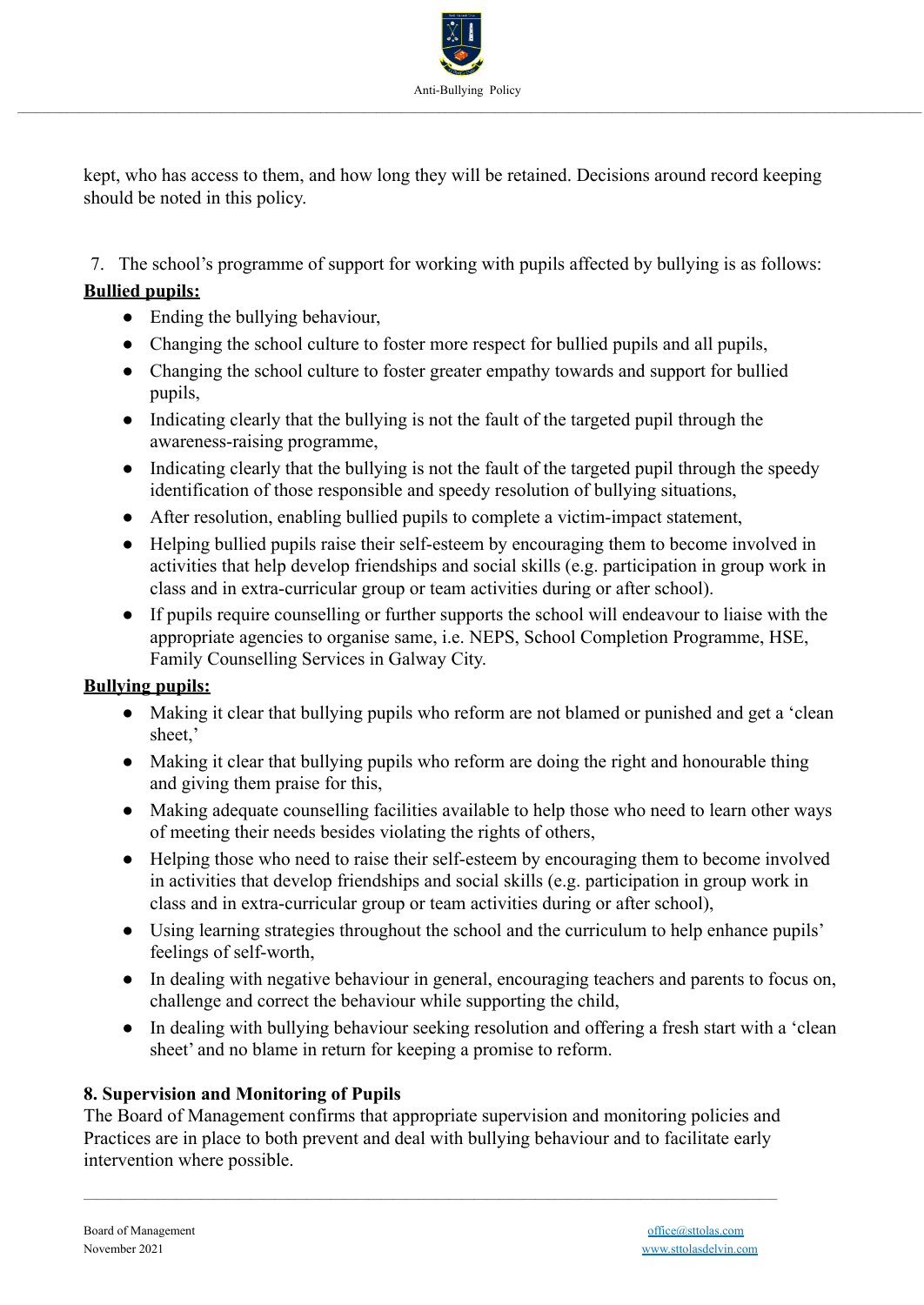kept, who has access to them, and how long they will be retained. Decisions around record keeping should be noted in this policy.

7. The school's programme of support for working with pupils affected by bullying is as follows:

**Bullied pupils:**

- Ending the bullying behaviour,
- Changing the school culture to foster more respect for bullied pupils and all pupils,
- Changing the school culture to foster greater empathy towards and support for bullied pupils,
- Indicating clearly that the bullying is not the fault of the targeted pupil through the awareness-raising programme,
- Indicating clearly that the bullying is not the fault of the targeted pupil through the speedy identification of those responsible and speedy resolution of bullying situations,
- After resolution, enabling bullied pupils to complete a victim-impact statement,
- Helping bullied pupils raise their self-esteem by encouraging them to become involved in activities that help develop friendships and social skills (e.g. participation in group work in class and in extra-curricular group or team activities during or after school).
- If pupils require counselling or further supports the school will endeavour to liaise with the appropriate agencies to organise same, i.e. NEPS, School Completion Programme, HSE, Family Counselling Services in Galway City.

**Bullying pupils:**

- Making it clear that bullying pupils who reform are not blamed or punished and get a 'clean sheet,'
- Making it clear that bullying pupils who reform are doing the right and honourable thing and giving them praise for this,
- Making adequate counselling facilities available to help those who need to learn other ways of meeting their needs besides violating the rights of others,
- Helping those who need to raise their self-esteem by encouraging them to become involved in activities that develop friendships and social skills (e.g. participation in group work in class and in extra-curricular group or team activities during or after school),
- Using learning strategies throughout the school and the curriculum to help enhance pupils' feelings of self-worth,
- In dealing with negative behaviour in general, encouraging teachers and parents to focus on, challenge and correct the behaviour while supporting the child,
- In dealing with bullying behaviour seeking resolution and offering a fresh start with a 'clean sheet' and no blame in return for keeping a promise to reform.

**8. Supervision and Monitoring of Pupils**

The Board of Management confirms that appropriate supervision and monitoring policies and Practices are in place to both prevent and deal with bullying behaviour and to facilitate early intervention where possible.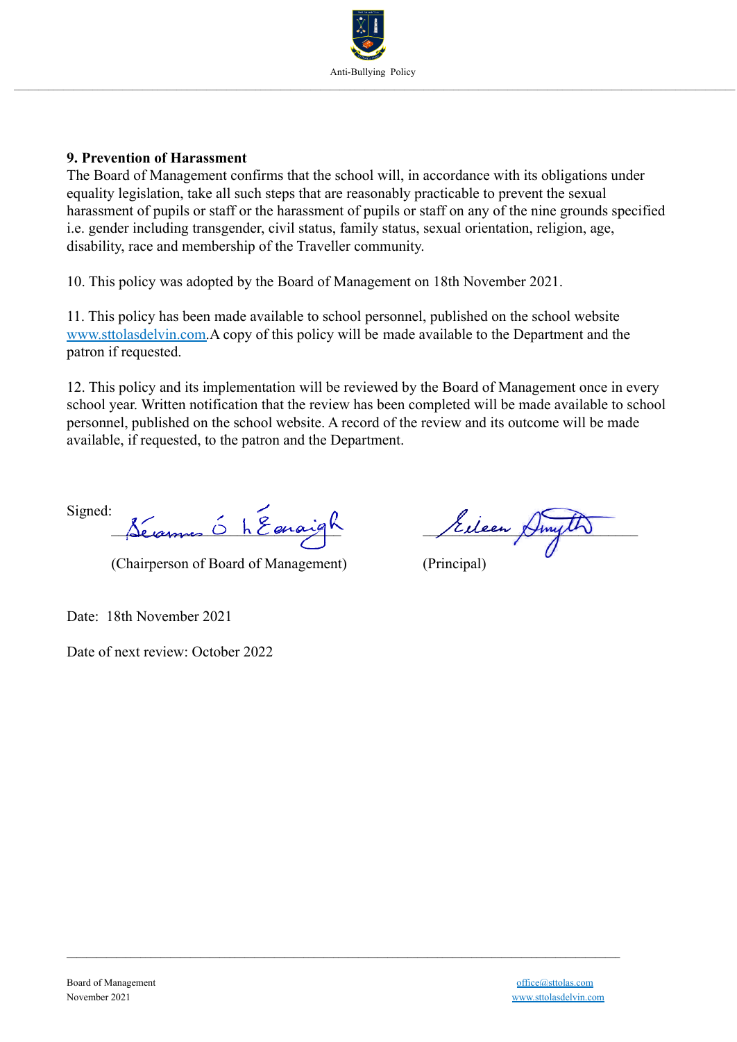### 9. Prevention of Harassment

The Board of Management confirms that the school will, in accordance with its obligations under equality legislation, take all such steps that are reasonably practicable to prevent the sexual harassment of pupils or staff or the harassment of pupils or staff on any of the nine grounds specified i.e. gender including transgender, civil status, family status, sexual orientation, religion, age, disability, race and membership of the Traveller community.

10. This policy was adopted by the Board of Management on 18th November 2021.

11. This policy has been made available to school personnel, published on the school website www.sttolasdelvin.com.A copy of this policy will be made available to the Department and the patron if requested.

12. This policy and its implementation will be reviewed by the Board of Management once in every school year. Written notification that the review has been completed will be made available to school personnel, published on the school website. A record of the review and its outcome will be made available, if requested, to the patron and the Department.

Signed: Séamus Ó hÉanaigh (Chairperson of Board of Management)

Eileen Smyth (Principal)

Date: 18th November 2021

Date of next review: October 2022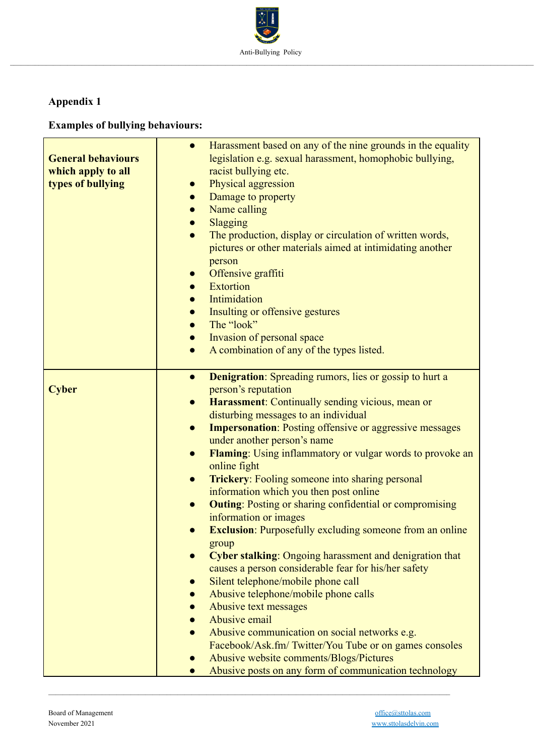## Appendix 1

### Examples of bullying behaviours:

| | |
|---|---|
| **General behaviours which apply to all types of bullying** | • Harassment based on any of the nine grounds in the equality legislation e.g. sexual harassment, homophobic bullying, racist bullying etc.<br>• Physical aggression<br>• Damage to property<br>• Name calling<br>• Slagging<br>• The production, display or circulation of written words, pictures or other materials aimed at intimidating another person<br>• Offensive graffiti<br>• Extortion<br>• Intimidation<br>• Insulting or offensive gestures<br>• The "look"<br>• Invasion of personal space<br>• A combination of any of the types listed. |
| **Cyber** | • **Denigration**: Spreading rumors, lies or gossip to hurt a person's reputation<br>• **Harassment**: Continually sending vicious, mean or disturbing messages to an individual<br>• **Impersonation**: Posting offensive or aggressive messages under another person's name<br>• **Flaming**: Using inflammatory or vulgar words to provoke an online fight<br>• **Trickery**: Fooling someone into sharing personal information which you then post online<br>• **Outing**: Posting or sharing confidential or compromising information or images<br>• **Exclusion**: Purposefully excluding someone from an online group<br>• **Cyber stalking**: Ongoing harassment and denigration that causes a person considerable fear for his/her safety<br>• Silent telephone/mobile phone call<br>• Abusive telephone/mobile phone calls<br>• Abusive text messages<br>• Abusive email<br>• Abusive communication on social networks e.g. Facebook/Ask.fm/ Twitter/You Tube or on games consoles<br>• Abusive website comments/Blogs/Pictures<br>• Abusive posts on any form of communication technology |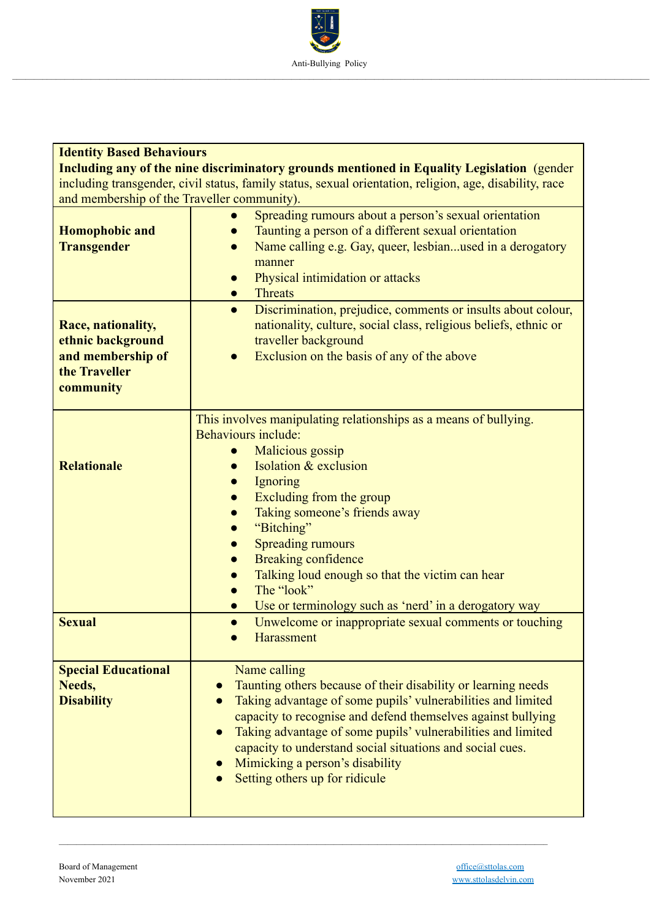| **Identity Based Behaviours** **Including any of the nine discriminatory grounds mentioned in Equality Legislation** (gender including transgender, civil status, family status, sexual orientation, religion, age, disability, race and membership of the Traveller community). | |
|---|---|
| **Homophobic and Transgender** | • Spreading rumours about a person's sexual orientation<br>• Taunting a person of a different sexual orientation<br>• Name calling e.g. Gay, queer, lesbian...used in a derogatory manner<br>• Physical intimidation or attacks<br>• Threats |
| **Race, nationality, ethnic background and membership of the Traveller community** | • Discrimination, prejudice, comments or insults about colour, nationality, culture, social class, religious beliefs, ethnic or traveller background<br>• Exclusion on the basis of any of the above |
| **Relationale** | This involves manipulating relationships as a means of bullying. Behaviours include:<br>• Malicious gossip<br>• Isolation & exclusion<br>• Ignoring<br>• Excluding from the group<br>• Taking someone's friends away<br>• "Bitching"<br>• Spreading rumours<br>• Breaking confidence<br>• Talking loud enough so that the victim can hear<br>• The "look"<br>• Use or terminology such as 'nerd' in a derogatory way |
| **Sexual** | • Unwelcome or inappropriate sexual comments or touching<br>• Harassment |
| **Special Educational Needs, Disability** | Name calling<br>• Taunting others because of their disability or learning needs<br>• Taking advantage of some pupils' vulnerabilities and limited capacity to recognise and defend themselves against bullying<br>• Taking advantage of some pupils' vulnerabilities and limited capacity to understand social situations and social cues.<br>• Mimicking a person's disability<br>• Setting others up for ridicule |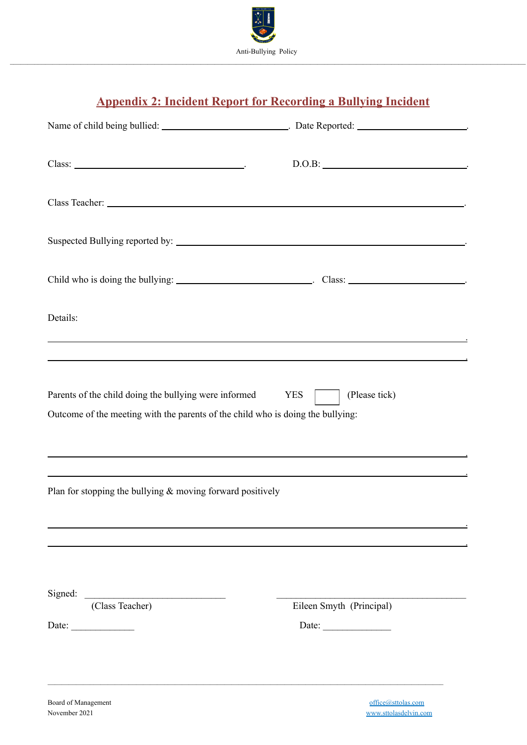## Appendix 2: Incident Report for Recording a Bullying Incident

Name of child being bullied: ______________________. Date Reported: ____________________.

Class: ______________________________.   D.O.B: __________________________.

Class Teacher: ______________________________________________________________.

Suspected Bullying reported by: ____________________________________________________.

Child who is doing the bullying: _______________________. Class: ____________________.

Details:

______________________________________________________________________________.

______________________________________________________________________________.

Parents of the child doing the bullying were informed   YES ☐ (Please tick)

Outcome of the meeting with the parents of the child who is doing the bullying:

______________________________________________________________________________.

______________________________________________________________________________.

Plan for stopping the bullying & moving forward positively

______________________________________________________________________________.

______________________________________________________________________________.

Signed: __________________________  __________________________________

(Class Teacher)  Eileen Smyth (Principal)

Date: _____________  Date: ______________

Board of Management
November 2021

office@sttolas.com
www.sttolasdelvin.com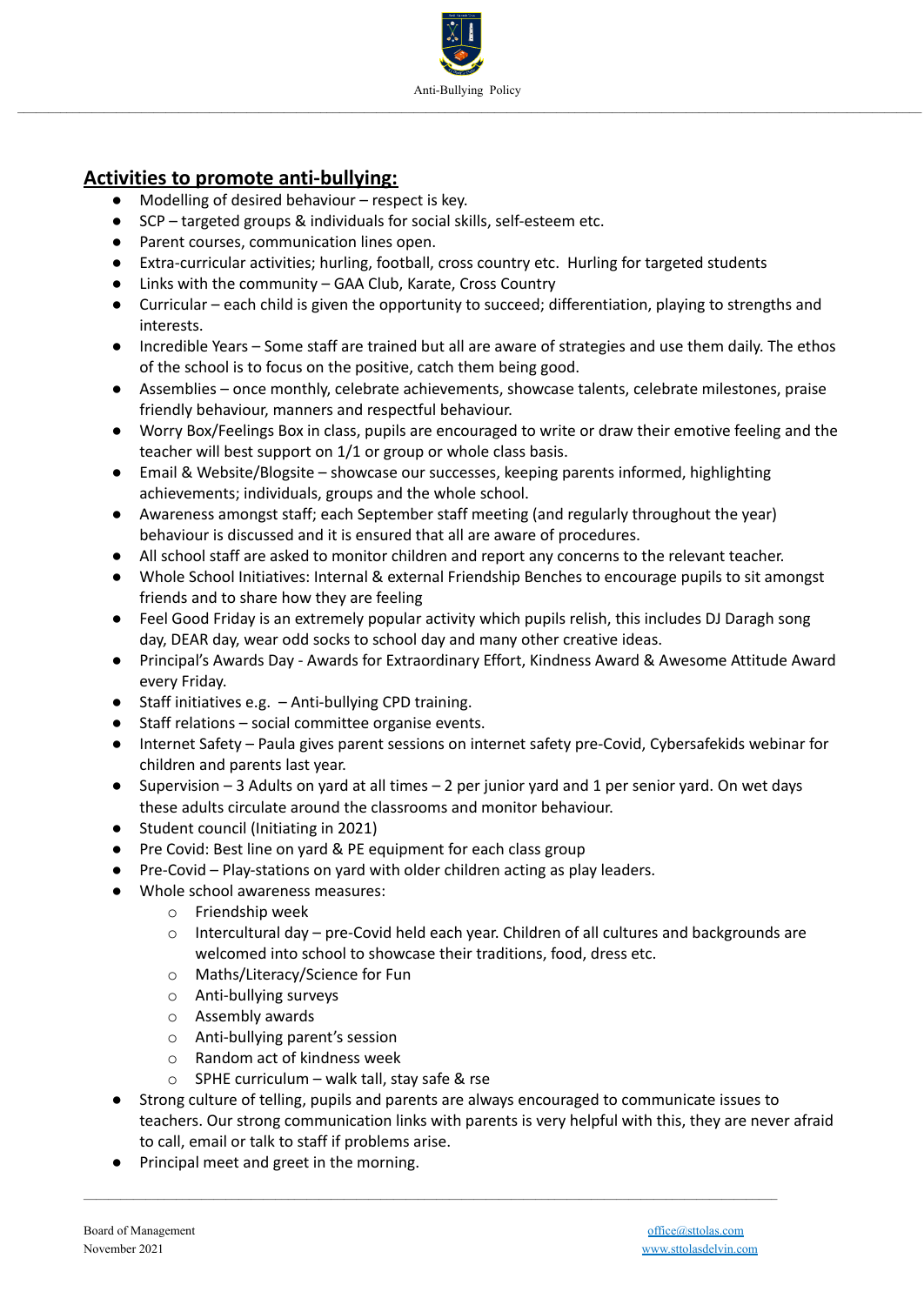## Activities to promote anti-bullying:

- Modelling of desired behaviour – respect is key.
- SCP – targeted groups & individuals for social skills, self-esteem etc.
- Parent courses, communication lines open.
- Extra-curricular activities; hurling, football, cross country etc. Hurling for targeted students
- Links with the community – GAA Club, Karate, Cross Country
- Curricular – each child is given the opportunity to succeed; differentiation, playing to strengths and interests.
- Incredible Years – Some staff are trained but all are aware of strategies and use them daily. The ethos of the school is to focus on the positive, catch them being good.
- Assemblies – once monthly, celebrate achievements, showcase talents, celebrate milestones, praise friendly behaviour, manners and respectful behaviour.
- Worry Box/Feelings Box in class, pupils are encouraged to write or draw their emotive feeling and the teacher will best support on 1/1 or group or whole class basis.
- Email & Website/Blogsite – showcase our successes, keeping parents informed, highlighting achievements; individuals, groups and the whole school.
- Awareness amongst staff; each September staff meeting (and regularly throughout the year) behaviour is discussed and it is ensured that all are aware of procedures.
- All school staff are asked to monitor children and report any concerns to the relevant teacher.
- Whole School Initiatives: Internal & external Friendship Benches to encourage pupils to sit amongst friends and to share how they are feeling
- Feel Good Friday is an extremely popular activity which pupils relish, this includes DJ Daragh song day, DEAR day, wear odd socks to school day and many other creative ideas.
- Principal's Awards Day - Awards for Extraordinary Effort, Kindness Award & Awesome Attitude Award every Friday.
- Staff initiatives e.g. – Anti-bullying CPD training.
- Staff relations – social committee organise events.
- Internet Safety – Paula gives parent sessions on internet safety pre-Covid, Cybersafekids webinar for children and parents last year.
- Supervision – 3 Adults on yard at all times – 2 per junior yard and 1 per senior yard. On wet days these adults circulate around the classrooms and monitor behaviour.
- Student council (Initiating in 2021)
- Pre Covid: Best line on yard & PE equipment for each class group
- Pre-Covid – Play-stations on yard with older children acting as play leaders.
- Whole school awareness measures:
  - Friendship week
  - Intercultural day – pre-Covid held each year. Children of all cultures and backgrounds are welcomed into school to showcase their traditions, food, dress etc.
  - Maths/Literacy/Science for Fun
  - Anti-bullying surveys
  - Assembly awards
  - Anti-bullying parent's session
  - Random act of kindness week
  - SPHE curriculum – walk tall, stay safe & rse
- Strong culture of telling, pupils and parents are always encouraged to communicate issues to teachers. Our strong communication links with parents is very helpful with this, they are never afraid to call, email or talk to staff if problems arise.
- Principal meet and greet in the morning.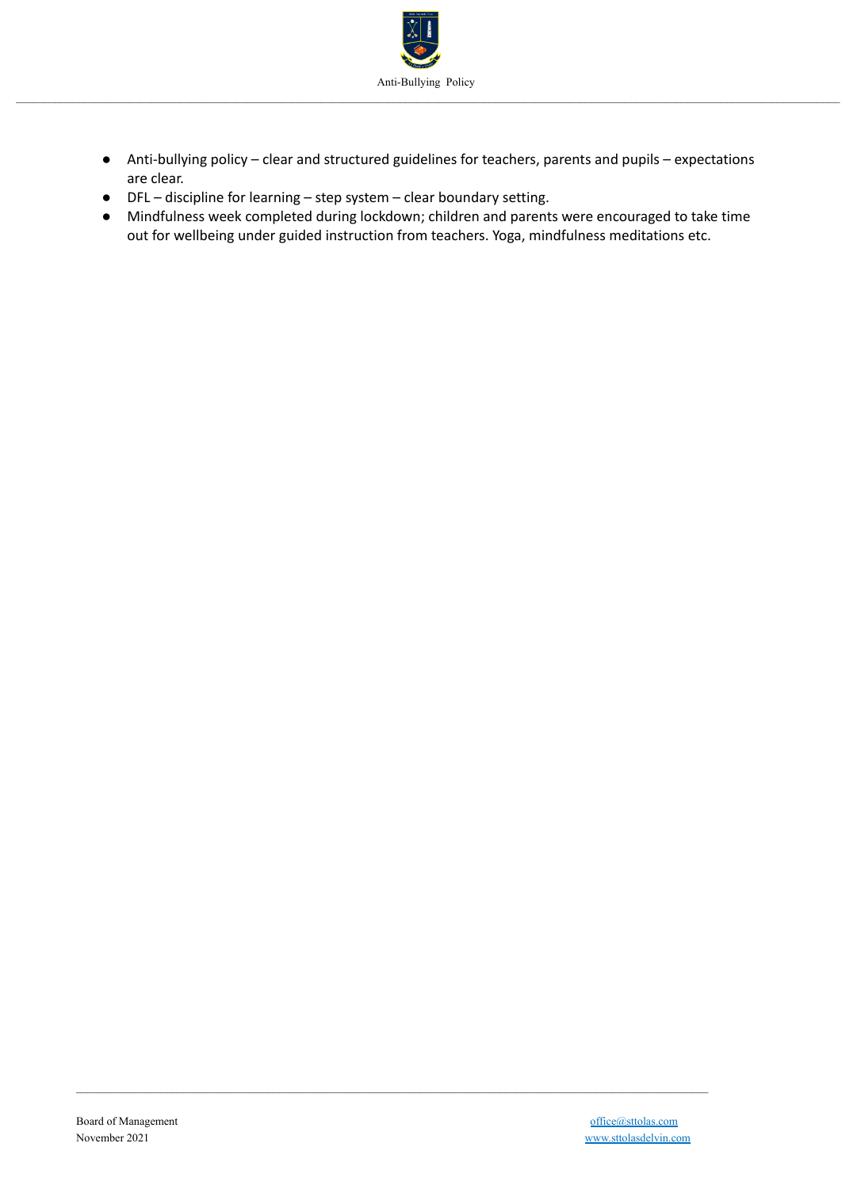- Anti-bullying policy – clear and structured guidelines for teachers, parents and pupils – expectations are clear.
- DFL – discipline for learning – step system – clear boundary setting.
- Mindfulness week completed during lockdown; children and parents were encouraged to take time out for wellbeing under guided instruction from teachers. Yoga, mindfulness meditations etc.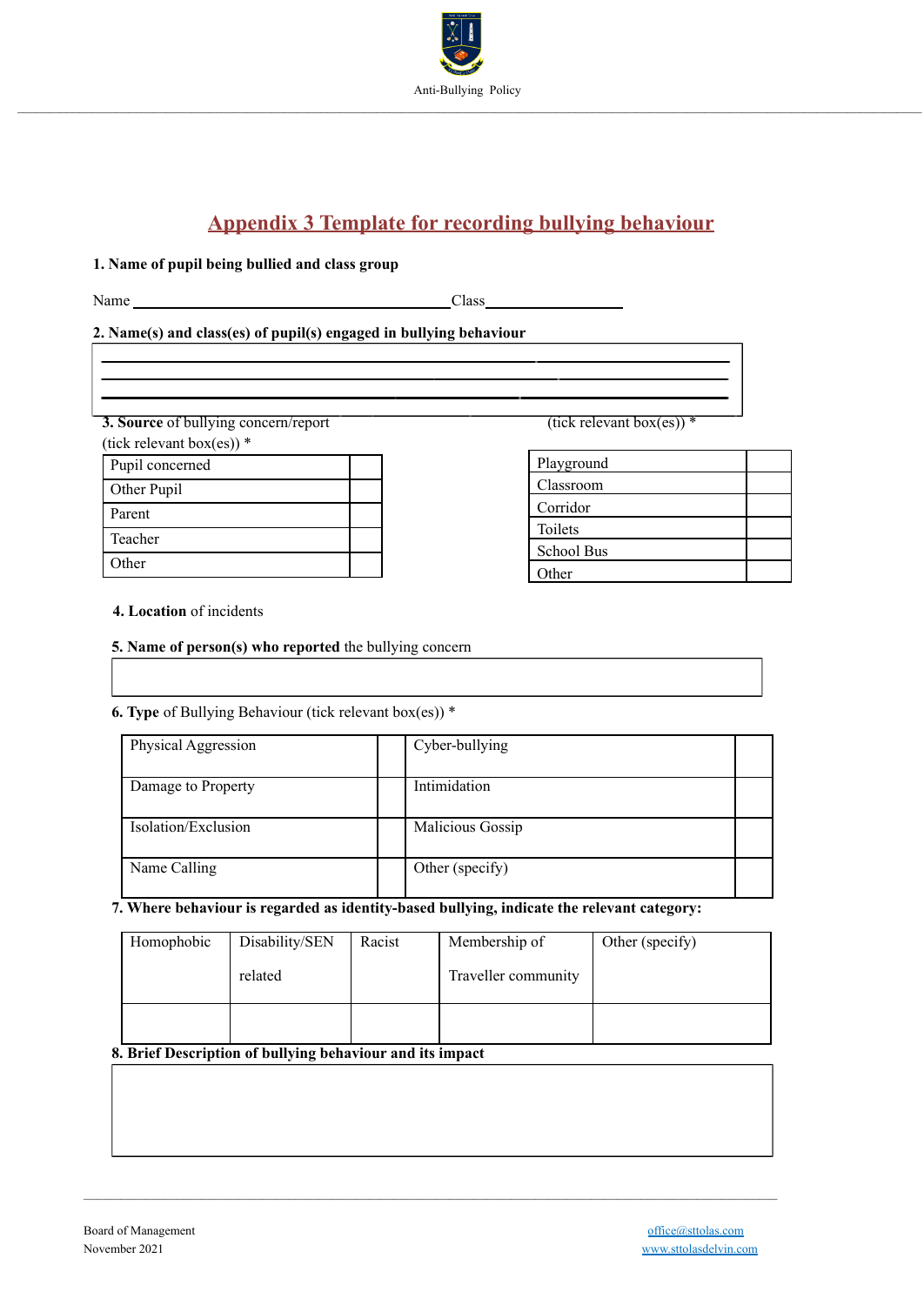## Appendix 3 Template for recording bullying behaviour

**1. Name of pupil being bullied and class group**

Name \_\_\_\_\_\_\_\_\_\_\_\_\_\_\_\_\_\_\_\_\_\_\_\_\_\_\_\_\_\_\_\_\_\_\_\_\_\_\_\_\_\_ Class \_\_\_\_\_\_\_\_\_\_\_\_\_\_\_\_\_\_

**2. Name(s) and class(es) of pupil(s) engaged in bullying behaviour**

\_\_\_\_\_\_\_\_\_\_\_\_\_\_\_\_\_\_\_\_\_\_\_\_\_\_\_\_\_\_\_\_\_\_\_\_\_\_\_\_\_\_\_\_\_\_\_\_\_\_\_\_\_\_\_\_\_\_\_\_\_\_\_\_\_\_\_\_\_\_

\_\_\_\_\_\_\_\_\_\_\_\_\_\_\_\_\_\_\_\_\_\_\_\_\_\_\_\_\_\_\_\_\_\_\_\_\_\_\_\_\_\_\_\_\_\_\_\_\_\_\_\_\_\_\_\_\_\_\_\_\_\_\_\_\_\_\_\_\_\_

\_\_\_\_\_\_\_\_\_\_\_\_\_\_\_\_\_\_\_\_\_\_\_\_\_\_\_\_\_\_\_\_\_\_\_\_\_\_\_\_\_\_\_\_\_\_\_\_\_\_\_\_\_\_\_\_\_\_\_\_\_\_\_\_\_\_\_\_\_\_

**3. Source** of bullying concern/report (tick relevant box(es)) *

| | |
|---|---|
| Pupil concerned | |
| Other Pupil | |
| Parent | |
| Teacher | |
| Other | |

**4. Location** of incidents (tick relevant box(es)) *

| | |
|---|---|
| Playground | |
| Classroom | |
| Corridor | |
| Toilets | |
| School Bus | |
| Other | |

**5. Name of person(s) who reported** the bullying concern

| |
|---|
| |

**6. Type** of Bullying Behaviour (tick relevant box(es)) *

| | | | |
|---|---|---|---|
| Physical Aggression | | Cyber-bullying | |
| Damage to Property | | Intimidation | |
| Isolation/Exclusion | | Malicious Gossip | |
| Name Calling | | Other (specify) | |

**7. Where behaviour is regarded as identity-based bullying, indicate the relevant category:**

| Homophobic | Disability/SEN related | Racist | Membership of Traveller community | Other (specify) |
|---|---|---|---|---|
| | | | | |

**8. Brief Description of bullying behaviour and its impact**

| |
|---|
| |

Board of Management
November 2021

office@sttolas.com
www.sttolasdelvin.com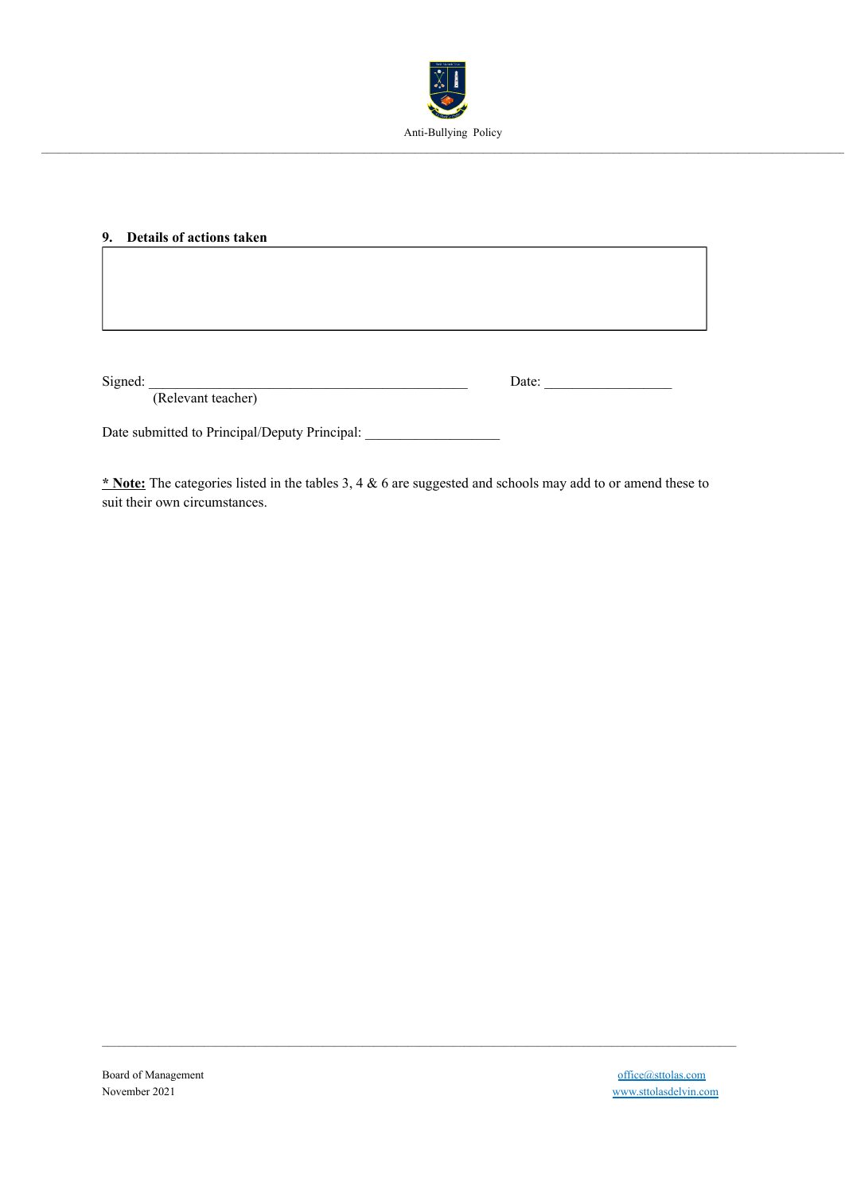### 9. Details of actions taken

| |
|---|
| |

Signed: ___________________________________________ Date: __________________
(Relevant teacher)

Date submitted to Principal/Deputy Principal: ___________________

**_* Note:_** The categories listed in the tables 3, 4 & 6 are suggested and schools may add to or amend these to suit their own circumstances.